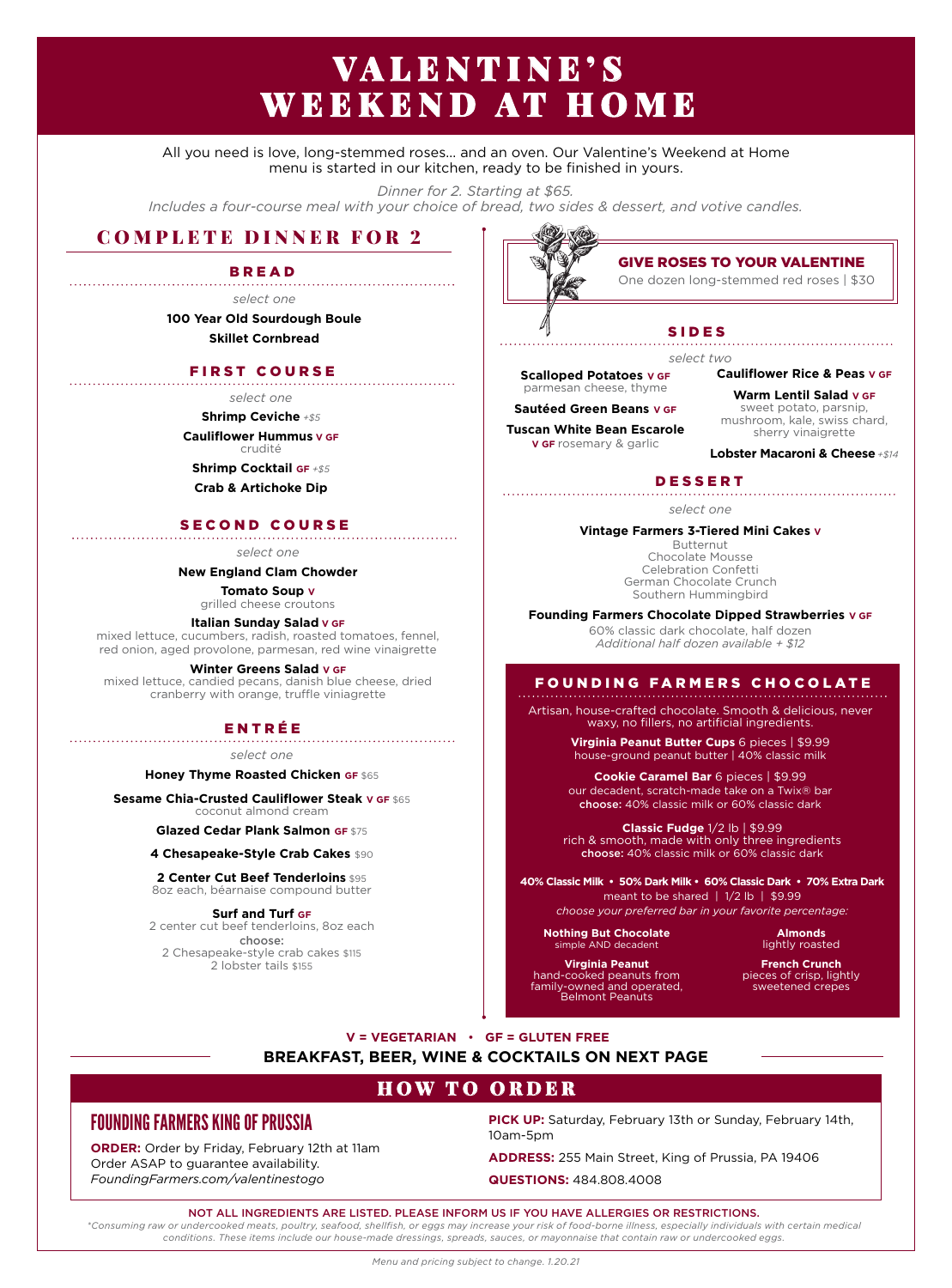# VALENTINE'S WEEKEND AT HOME

All you need is love, long-stemmed roses... and an oven. Our Valentine's Weekend at Home menu is started in our kitchen, ready to be finished in yours.

*Dinner for 2. Starting at $65.*
*Includes a four-course meal with your choice of bread, two sides & dessert, and votive candles.*

## COMPLETE DINNER FOR 2

### BREAD

*select one*

**100 Year Old Sourdough Boule**
**Skillet Cornbread**

### FIRST COURSE

*select one*

**Shrimp Ceviche** *+$5*
**Cauliflower Hummus** **V GF**
crudité
**Shrimp Cocktail** **GF** *+$5*
**Crab & Artichoke Dip**

### SECOND COURSE

*select one*

**New England Clam Chowder**
**Tomato Soup** **V**
grilled cheese croutons
**Italian Sunday Salad** **V GF**
mixed lettuce, cucumbers, radish, roasted tomatoes, fennel, red onion, aged provolone, parmesan, red wine vinaigrette
**Winter Greens Salad** **V GF**
mixed lettuce, candied pecans, danish blue cheese, dried cranberry with orange, truffle viniagrette

### ENTRÉE

*select one*

**Honey Thyme Roasted Chicken** **GF** $65
**Sesame Chia-Crusted Cauliflower Steak** **V GF** $65
coconut almond cream
**Glazed Cedar Plank Salmon** **GF** $75
**4 Chesapeake-Style Crab Cakes** $90
**2 Center Cut Beef Tenderloins** $95
8oz each, béarnaise compound butter
**Surf and Turf** **GF**
2 center cut beef tenderloins, 8oz each
choose:
2 Chesapeake-style crab cakes $115
2 lobster tails $155

### GIVE ROSES TO YOUR VALENTINE

One dozen long-stemmed red roses | $30

### SIDES

*select two*

**Scalloped Potatoes** **V GF**
parmesan cheese, thyme
**Sautéed Green Beans** **V GF**
**Tuscan White Bean Escarole**
**V GF** rosemary & garlic
**Cauliflower Rice & Peas** **V GF**
**Warm Lentil Salad** **V GF**
sweet potato, parsnip, mushroom, kale, swiss chard, sherry vinaigrette
**Lobster Macaroni & Cheese** *+$14*

### DESSERT

*select one*

**Vintage Farmers 3-Tiered Mini Cakes** **V**
Butternut
Chocolate Mousse
Celebration Confetti
German Chocolate Crunch
Southern Hummingbird

**Founding Farmers Chocolate Dipped Strawberries** **V GF**
60% classic dark chocolate, half dozen
*Additional half dozen available + $12*

### FOUNDING FARMERS CHOCOLATE

Artisan, house-crafted chocolate. Smooth & delicious, never waxy, no fillers, no artificial ingredients.

**Virginia Peanut Butter Cups** 6 pieces | $9.99
house-ground peanut butter | 40% classic milk

**Cookie Caramel Bar** 6 pieces | $9.99
our decadent, scratch-made take on a Twix® bar
**choose:** 40% classic milk or 60% classic dark

**Classic Fudge** 1/2 lb | $9.99
rich & smooth, made with only three ingredients
**choose:** 40% classic milk or 60% classic dark

**40% Classic Milk • 50% Dark Milk • 60% Classic Dark • 70% Extra Dark**
meant to be shared | 1/2 lb | $9.99
*choose your preferred bar in your favorite percentage:*

**Nothing But Chocolate**
simple AND decadent
**Virginia Peanut**
hand-cooked peanuts from family-owned and operated, Belmont Peanuts
**Almonds**
lightly roasted
**French Crunch**
pieces of crisp, lightly sweetened crepes

**V = VEGETARIAN • GF = GLUTEN FREE**

**BREAKFAST, BEER, WINE & COCKTAILS ON NEXT PAGE**

## HOW TO ORDER

### FOUNDING FARMERS KING OF PRUSSIA

**ORDER:** Order by Friday, February 12th at 11am
Order ASAP to guarantee availability.
*FoundingFarmers.com/valentinestogo*

**PICK UP:** Saturday, February 13th or Sunday, February 14th, 10am-5pm

**ADDRESS:** 255 Main Street, King of Prussia, PA 19406

**QUESTIONS:** 484.808.4008

NOT ALL INGREDIENTS ARE LISTED. PLEASE INFORM US IF YOU HAVE ALLERGIES OR RESTRICTIONS.

*\*Consuming raw or undercooked meats, poultry, seafood, shellfish, or eggs may increase your risk of food-borne illness, especially individuals with certain medical conditions. These items include our house-made dressings, spreads, sauces, or mayonnaise that contain raw or undercooked eggs.*

*Menu and pricing subject to change. 1.20.21*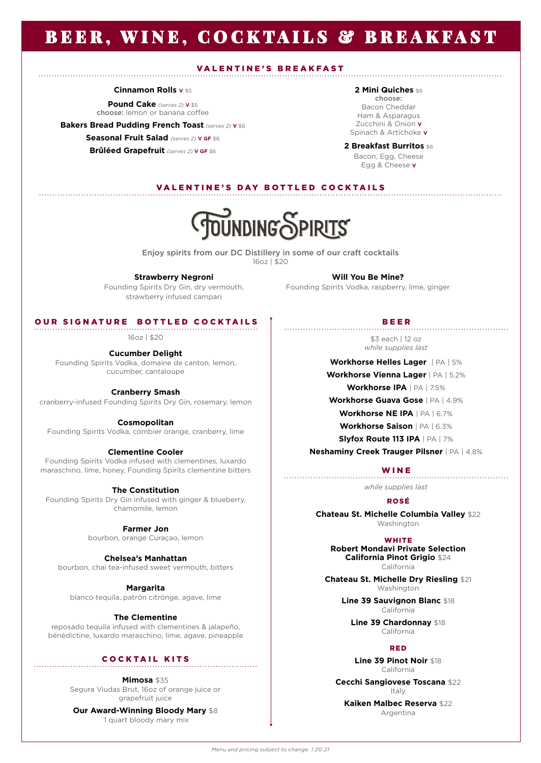# BEER, WINE, COCKTAILS & BREAKFAST

## VALENTINE'S BREAKFAST

**Cinnamon Rolls** V $5

**Pound Cake** *(serves 2)* V $5
choose: lemon or banana coffee

**Bakers Bread Pudding French Toast** *(serves 2)* V $6

**Seasonal Fruit Salad** *(serves 2)* V GF $6

**Brûléed Grapefruit** *(serves 2)* V GF $6

**2 Mini Quiches** $6
choose:
Bacon Cheddar
Ham & Asparagus
Zucchini & Onion V
Spinach & Artichoke V

**2 Breakfast Burritos** $6
Bacon, Egg, Cheese
Egg & Cheese V

## VALENTINE'S DAY BOTTLED COCKTAILS

FOUNDING SPIRITS

Enjoy spirits from our DC Distillery in some of our craft cocktails
16oz | $20

**Strawberry Negroni**
Founding Spirits Dry Gin, dry vermouth, strawberry infused campari

**Will You Be Mine?**
Founding Spirits Vodka, raspberry, lime, ginger

## OUR SIGNATURE BOTTLED COCKTAILS

16oz | $20

**Cucumber Delight**
Founding Spirits Vodka, domaine de canton, lemon, cucumber, cantaloupe

**Cranberry Smash**
cranberry-infused Founding Spirits Dry Gin, rosemary, lemon

**Cosmopolitan**
Founding Spirits Vodka, combier orange, cranberry, lime

**Clementine Cooler**
Founding Spirits Vodka infused with clementines, luxardo maraschino, lime, honey, Founding Spirits clementine bitters

**The Constitution**
Founding Spirits Dry Gin infused with ginger & blueberry, chamomile, lemon

**Farmer Jon**
bourbon, orange Curaçao, lemon

**Chelsea's Manhattan**
bourbon, chai tea-infused sweet vermouth, bitters

**Margarita**
blanco tequila, patrón citrónge, agave, lime

**The Clementine**
reposado tequila infused with clementines & jalapeño, bénédictine, luxardo maraschino, lime, agave, pineapple

## COCKTAIL KITS

**Mimosa** $35
Segura Viudas Brut, 16oz of orange juice or grapefruit juice

**Our Award-Winning Bloody Mary** $8
1 quart bloody mary mix

## BEER

$3 each | 12 oz
*while supplies last*

**Workhorse Helles Lager** | PA | 5%

**Workhorse Vienna Lager** | PA | 5.2%

**Workhorse IPA** | PA | 7.5%

**Workhorse Guava Gose** | PA | 4.9%

**Workhorse NE IPA** | PA | 6.7%

**Workhorse Saison** | PA | 6.3%

**Slyfox Route 113 IPA** | PA | 7%

**Neshaminy Creek Trauger Pilsner** | PA | 4.8%

## WINE

*while supplies last*

### ROSÉ

**Chateau St. Michelle Columbia Valley** $22
Washington

### WHITE

**Robert Mondavi Private Selection California Pinot Grigio** $24
California

**Chateau St. Michelle Dry Riesling** $21
Washington

**Line 39 Sauvignon Blanc** $18
California

**Line 39 Chardonnay** $18
California

### RED

**Line 39 Pinot Noir** $18
California

**Cecchi Sangiovese Toscana** $22
Italy

**Kaiken Malbec Reserva** $22
Argentina

*Menu and pricing subject to change. 1.20.21*